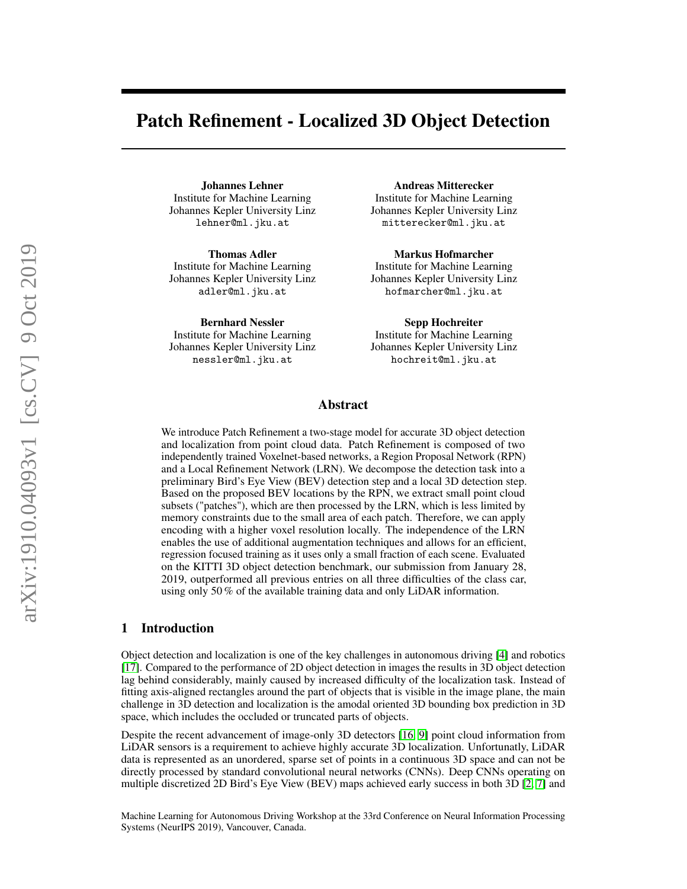# Patch Refinement - Localized 3D Object Detection

**Johannes Lehner**
Institute for Machine Learning
Johannes Kepler University Linz
lehner@ml.jku.at

**Andreas Mitterecker**
Institute for Machine Learning
Johannes Kepler University Linz
mitterecker@ml.jku.at

**Thomas Adler**
Institute for Machine Learning
Johannes Kepler University Linz
adler@ml.jku.at

**Markus Hofmarcher**
Institute for Machine Learning
Johannes Kepler University Linz
hofmarcher@ml.jku.at

**Bernhard Nessler**
Institute for Machine Learning
Johannes Kepler University Linz
nessler@ml.jku.at

**Sepp Hochreiter**
Institute for Machine Learning
Johannes Kepler University Linz
hochreit@ml.jku.at

## Abstract

We introduce Patch Refinement a two-stage model for accurate 3D object detection and localization from point cloud data. Patch Refinement is composed of two independently trained Voxelnet-based networks, a Region Proposal Network (RPN) and a Local Refinement Network (LRN). We decompose the detection task into a preliminary Bird's Eye View (BEV) detection step and a local 3D detection step. Based on the proposed BEV locations by the RPN, we extract small point cloud subsets ("patches"), which are then processed by the LRN, which is less limited by memory constraints due to the small area of each patch. Therefore, we can apply encoding with a higher voxel resolution locally. The independence of the LRN enables the use of additional augmentation techniques and allows for an efficient, regression focused training as it uses only a small fraction of each scene. Evaluated on the KITTI 3D object detection benchmark, our submission from January 28, 2019, outperformed all previous entries on all three difficulties of the class car, using only 50 % of the available training data and only LiDAR information.

## 1 Introduction

Object detection and localization is one of the key challenges in autonomous driving [4] and robotics [17]. Compared to the performance of 2D object detection in images the results in 3D object detection lag behind considerably, mainly caused by increased difficulty of the localization task. Instead of fitting axis-aligned rectangles around the part of objects that is visible in the image plane, the main challenge in 3D detection and localization is the amodal oriented 3D bounding box prediction in 3D space, which includes the occluded or truncated parts of objects.

Despite the recent advancement of image-only 3D detectors [16, 9] point cloud information from LiDAR sensors is a requirement to achieve highly accurate 3D localization. Unfortunately, LiDAR data is represented as an unordered, sparse set of points in a continuous 3D space and can not be directly processed by standard convolutional neural networks (CNNs). Deep CNNs operating on multiple discretized 2D Bird's Eye View (BEV) maps achieved early success in both 3D [2, 7] and

Machine Learning for Autonomous Driving Workshop at the 33rd Conference on Neural Information Processing Systems (NeurIPS 2019), Vancouver, Canada.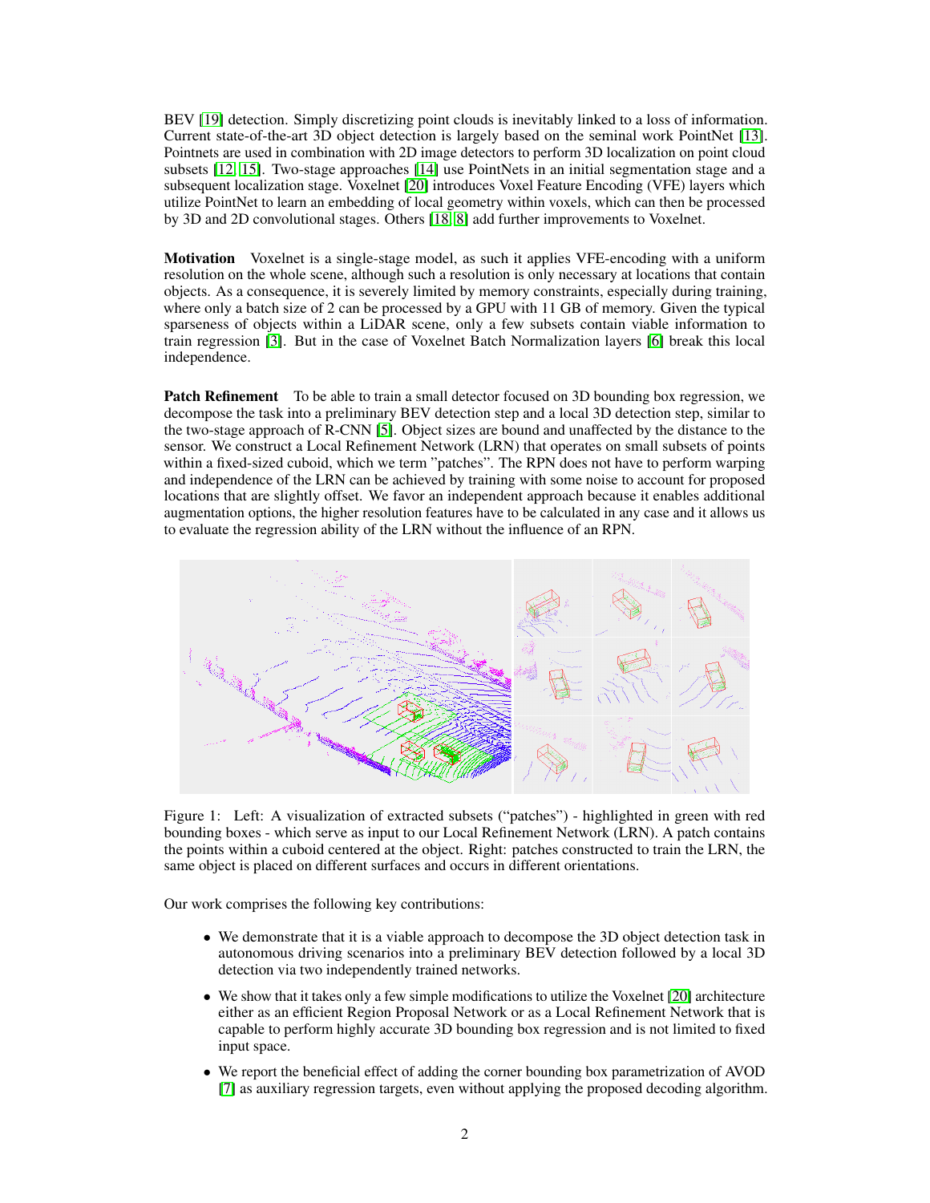BEV [19] detection. Simply discretizing point clouds is inevitably linked to a loss of information. Current state-of-the-art 3D object detection is largely based on the seminal work PointNet [13]. Pointnets are used in combination with 2D image detectors to perform 3D localization on point cloud subsets [12, 15]. Two-stage approaches [14] use PointNets in an initial segmentation stage and a subsequent localization stage. Voxelnet [20] introduces Voxel Feature Encoding (VFE) layers which utilize PointNet to learn an embedding of local geometry within voxels, which can then be processed by 3D and 2D convolutional stages. Others [18, 8] add further improvements to Voxelnet.

**Motivation** Voxelnet is a single-stage model, as such it applies VFE-encoding with a uniform resolution on the whole scene, although such a resolution is only necessary at locations that contain objects. As a consequence, it is severely limited by memory constraints, especially during training, where only a batch size of 2 can be processed by a GPU with 11 GB of memory. Given the typical sparseness of objects within a LiDAR scene, only a few subsets contain viable information to train regression [3]. But in the case of Voxelnet Batch Normalization layers [6] break this local independence.

**Patch Refinement** To be able to train a small detector focused on 3D bounding box regression, we decompose the task into a preliminary BEV detection step and a local 3D detection step, similar to the two-stage approach of R-CNN [5]. Object sizes are bound and unaffected by the distance to the sensor. We construct a Local Refinement Network (LRN) that operates on small subsets of points within a fixed-sized cuboid, which we term "patches". The RPN does not have to perform warping and independence of the LRN can be achieved by training with some noise to account for proposed locations that are slightly offset. We favor an independent approach because it enables additional augmentation options, the higher resolution features have to be calculated in any case and it allows us to evaluate the regression ability of the LRN without the influence of an RPN.

Figure 1: Left: A visualization of extracted subsets ("patches") - highlighted in green with red bounding boxes - which serve as input to our Local Refinement Network (LRN). A patch contains the points within a cuboid centered at the object. Right: patches constructed to train the LRN, the same object is placed on different surfaces and occurs in different orientations.

Our work comprises the following key contributions:

- We demonstrate that it is a viable approach to decompose the 3D object detection task in autonomous driving scenarios into a preliminary BEV detection followed by a local 3D detection via two independently trained networks.
- We show that it takes only a few simple modifications to utilize the Voxelnet [20] architecture either as an efficient Region Proposal Network or as a Local Refinement Network that is capable to perform highly accurate 3D bounding box regression and is not limited to fixed input space.
- We report the beneficial effect of adding the corner bounding box parametrization of AVOD [7] as auxiliary regression targets, even without applying the proposed decoding algorithm.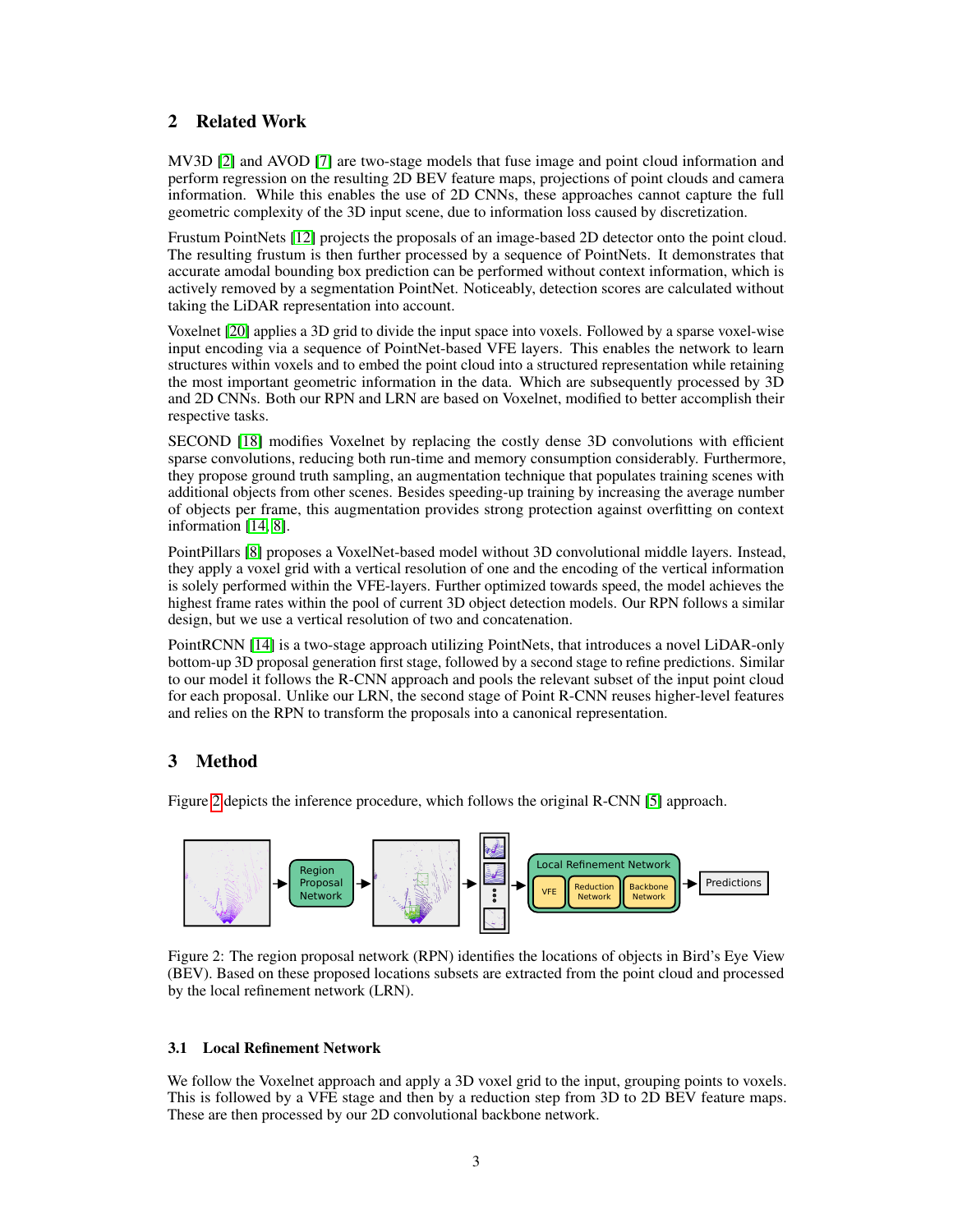## 2 Related Work

MV3D [2] and AVOD [7] are two-stage models that fuse image and point cloud information and perform regression on the resulting 2D BEV feature maps, projections of point clouds and camera information. While this enables the use of 2D CNNs, these approaches cannot capture the full geometric complexity of the 3D input scene, due to information loss caused by discretization.

Frustum PointNets [12] projects the proposals of an image-based 2D detector onto the point cloud. The resulting frustum is then further processed by a sequence of PointNets. It demonstrates that accurate amodal bounding box prediction can be performed without context information, which is actively removed by a segmentation PointNet. Noticeably, detection scores are calculated without taking the LiDAR representation into account.

Voxelnet [20] applies a 3D grid to divide the input space into voxels. Followed by a sparse voxel-wise input encoding via a sequence of PointNet-based VFE layers. This enables the network to learn structures within voxels and to embed the point cloud into a structured representation while retaining the most important geometric information in the data. Which are subsequently processed by 3D and 2D CNNs. Both our RPN and LRN are based on Voxelnet, modified to better accomplish their respective tasks.

SECOND [18] modifies Voxelnet by replacing the costly dense 3D convolutions with efficient sparse convolutions, reducing both run-time and memory consumption considerably. Furthermore, they propose ground truth sampling, an augmentation technique that populates training scenes with additional objects from other scenes. Besides speeding-up training by increasing the average number of objects per frame, this augmentation provides strong protection against overfitting on context information [14, 8].

PointPillars [8] proposes a VoxelNet-based model without 3D convolutional middle layers. Instead, they apply a voxel grid with a vertical resolution of one and the encoding of the vertical information is solely performed within the VFE-layers. Further optimized towards speed, the model achieves the highest frame rates within the pool of current 3D object detection models. Our RPN follows a similar design, but we use a vertical resolution of two and concatenation.

PointRCNN [14] is a two-stage approach utilizing PointNets, that introduces a novel LiDAR-only bottom-up 3D proposal generation first stage, followed by a second stage to refine predictions. Similar to our model it follows the R-CNN approach and pools the relevant subset of the input point cloud for each proposal. Unlike our LRN, the second stage of Point R-CNN reuses higher-level features and relies on the RPN to transform the proposals into a canonical representation.

## 3 Method

Figure 2 depicts the inference procedure, which follows the original R-CNN [5] approach.

Figure 2: The region proposal network (RPN) identifies the locations of objects in Bird's Eye View (BEV). Based on these proposed locations subsets are extracted from the point cloud and processed by the local refinement network (LRN).

### 3.1 Local Refinement Network

We follow the Voxelnet approach and apply a 3D voxel grid to the input, grouping points to voxels. This is followed by a VFE stage and then by a reduction step from 3D to 2D BEV feature maps. These are then processed by our 2D convolutional backbone network.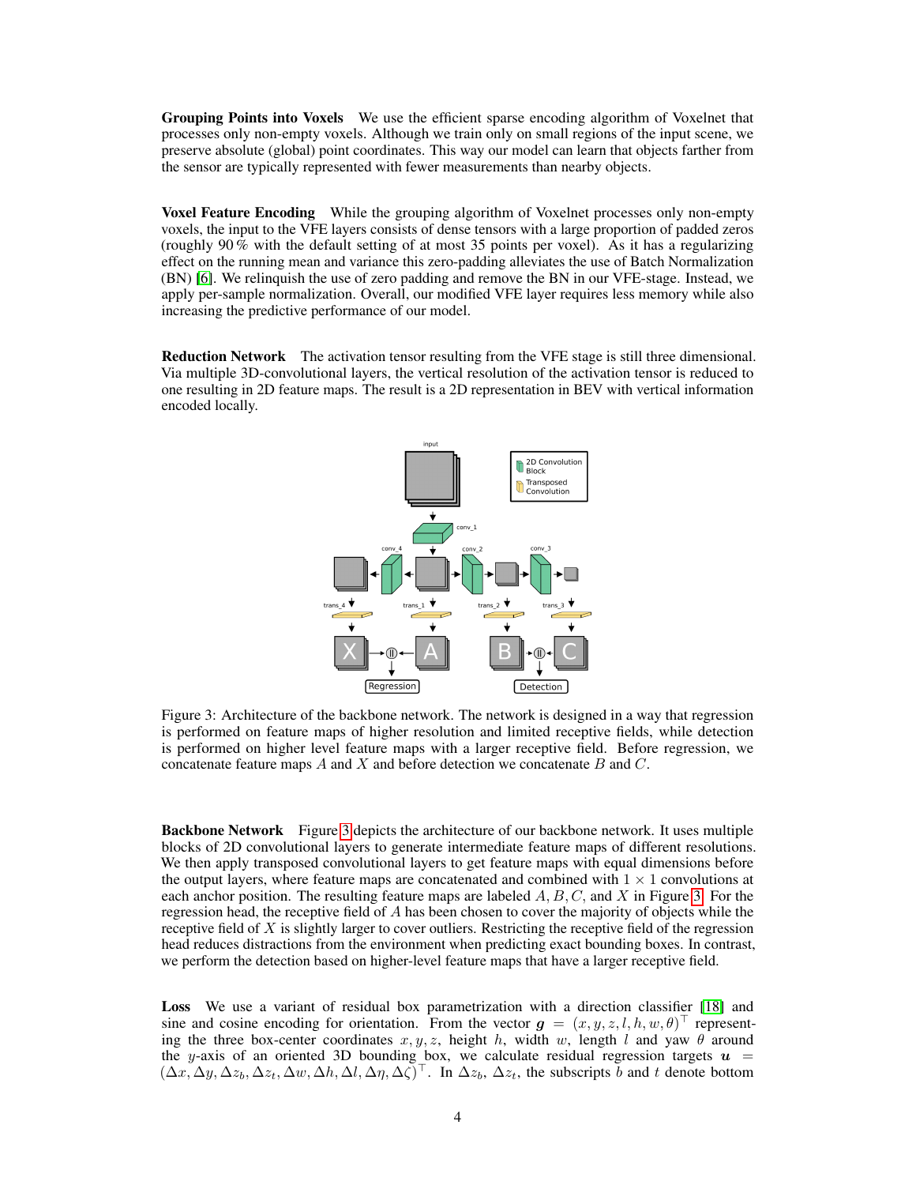**Grouping Points into Voxels** We use the efficient sparse encoding algorithm of Voxelnet that processes only non-empty voxels. Although we train only on small regions of the input scene, we preserve absolute (global) point coordinates. This way our model can learn that objects farther from the sensor are typically represented with fewer measurements than nearby objects.

**Voxel Feature Encoding** While the grouping algorithm of Voxelnet processes only non-empty voxels, the input to the VFE layers consists of dense tensors with a large proportion of padded zeros (roughly 90 % with the default setting of at most 35 points per voxel). As it has a regularizing effect on the running mean and variance this zero-padding alleviates the use of Batch Normalization (BN) [6]. We relinquish the use of zero padding and remove the BN in our VFE-stage. Instead, we apply per-sample normalization. Overall, our modified VFE layer requires less memory while also increasing the predictive performance of our model.

**Reduction Network** The activation tensor resulting from the VFE stage is still three dimensional. Via multiple 3D-convolutional layers, the vertical resolution of the activation tensor is reduced to one resulting in 2D feature maps. The result is a 2D representation in BEV with vertical information encoded locally.

Figure 3: Architecture of the backbone network. The network is designed in a way that regression is performed on feature maps of higher resolution and limited receptive fields, while detection is performed on higher level feature maps with a larger receptive field. Before regression, we concatenate feature maps $A$ and $X$ and before detection we concatenate $B$ and $C$.

**Backbone Network** Figure 3 depicts the architecture of our backbone network. It uses multiple blocks of 2D convolutional layers to generate intermediate feature maps of different resolutions. We then apply transposed convolutional layers to get feature maps with equal dimensions before the output layers, where feature maps are concatenated and combined with $1 \times 1$ convolutions at each anchor position. The resulting feature maps are labeled $A, B, C,$ and $X$ in Figure 3. For the regression head, the receptive field of $A$ has been chosen to cover the majority of objects while the receptive field of $X$ is slightly larger to cover outliers. Restricting the receptive field of the regression head reduces distractions from the environment when predicting exact bounding boxes. In contrast, we perform the detection based on higher-level feature maps that have a larger receptive field.

**Loss** We use a variant of residual box parametrization with a direction classifier [18] and sine and cosine encoding for orientation. From the vector $\boldsymbol{g} = (x, y, z, l, h, w, \theta)^\top$ representing the three box-center coordinates $x, y, z$, height $h$, width $w$, length $l$ and yaw $\theta$ around the $y$-axis of an oriented 3D bounding box, we calculate residual regression targets $\boldsymbol{u} = (\Delta x, \Delta y, \Delta z_b, \Delta z_t, \Delta w, \Delta h, \Delta l, \Delta \eta, \Delta \zeta)^\top$. In $\Delta z_b$, $\Delta z_t$, the subscripts $b$ and $t$ denote bottom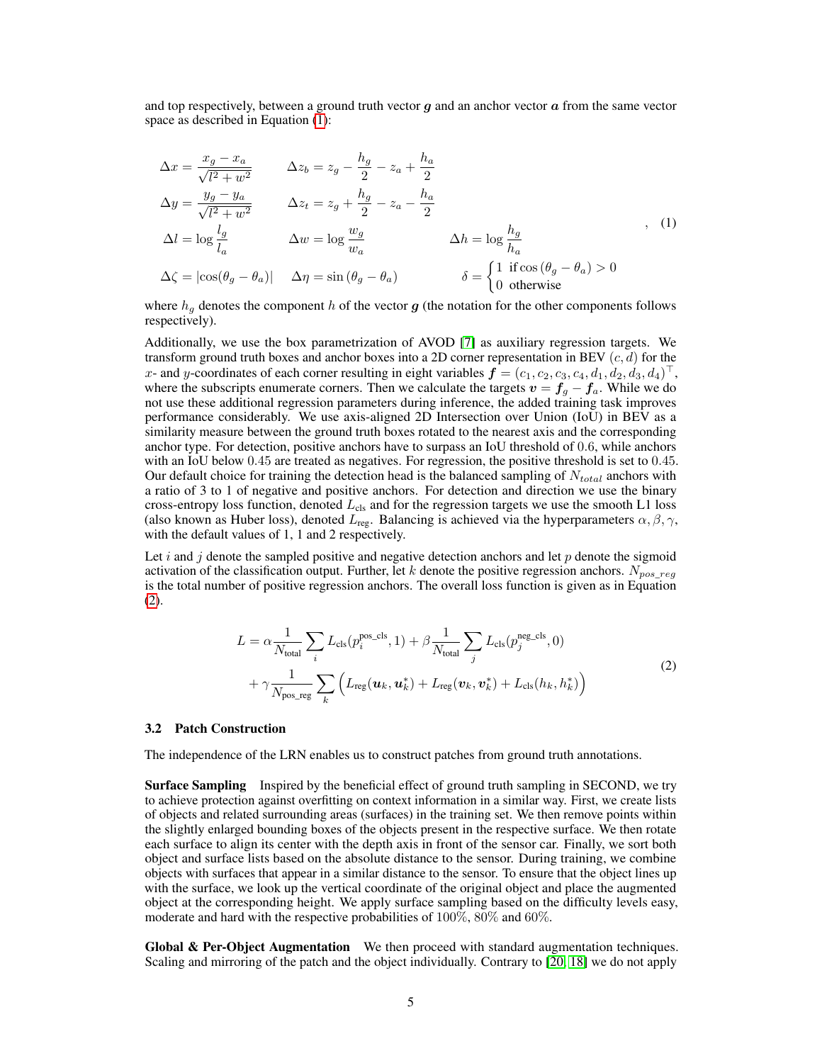and top respectively, between a ground truth vector $\boldsymbol{g}$ and an anchor vector $\boldsymbol{a}$ from the same vector space as described in Equation (1):

$$
\begin{aligned}
&\Delta x = \frac{x_g - x_a}{\sqrt{l^2 + w^2}} && \Delta z_b = z_g - \frac{h_g}{2} - z_a + \frac{h_a}{2} && \\
&\Delta y = \frac{y_g - y_a}{\sqrt{l^2 + w^2}} && \Delta z_t = z_g + \frac{h_g}{2} - z_a - \frac{h_a}{2} && \\
&\Delta l = \log \frac{l_g}{l_a} && \Delta w = \log \frac{w_g}{w_a} && \Delta h = \log \frac{h_g}{h_a} \\
&\Delta \zeta = |\cos(\theta_g - \theta_a)| && \Delta \eta = \sin(\theta_g - \theta_a) && \delta = \begin{cases} 1 & \text{if} \cos(\theta_g - \theta_a) > 0 \\ 0 & \text{otherwise} \end{cases}
\end{aligned}
\quad , \tag{1}
$$

where $h_g$ denotes the component $h$ of the vector $\boldsymbol{g}$ (the notation for the other components follows respectively).

Additionally, we use the box parametrization of AVOD [7] as auxiliary regression targets. We transform ground truth boxes and anchor boxes into a 2D corner representation in BEV $(c, d)$ for the $x$- and $y$-coordinates of each corner resulting in eight variables $\boldsymbol{f} = (c_1, c_2, c_3, c_4, d_1, d_2, d_3, d_4)^\top$, where the subscripts enumerate corners. Then we calculate the targets $\boldsymbol{v} = \boldsymbol{f}_g - \boldsymbol{f}_a$. While we do not use these additional regression parameters during inference, the added training task improves performance considerably. We use axis-aligned 2D Intersection over Union (IoU) in BEV as a similarity measure between the ground truth boxes rotated to the nearest axis and the corresponding anchor type. For detection, positive anchors have to surpass an IoU threshold of 0.6, while anchors with an IoU below 0.45 are treated as negatives. For regression, the positive threshold is set to 0.45. Our default choice for training the detection head is the balanced sampling of $N_{total}$ anchors with a ratio of 3 to 1 of negative and positive anchors. For detection and direction we use the binary cross-entropy loss function, denoted $L_{\text{cls}}$ and for the regression targets we use the smooth L1 loss (also known as Huber loss), denoted $L_{\text{reg}}$. Balancing is achieved via the hyperparameters $\alpha, \beta, \gamma$, with the default values of 1, 1 and 2 respectively.

Let $i$ and $j$ denote the sampled positive and negative detection anchors and let $p$ denote the sigmoid activation of the classification output. Further, let $k$ denote the positive regression anchors. $N_{pos\_reg}$ is the total number of positive regression anchors. The overall loss function is given as in Equation (2).

$$
\begin{aligned}
L = \alpha \frac{1}{N_{\text{total}}} \sum_i L_{\text{cls}}(p_i^{\text{pos\_cls}}, 1) + \beta \frac{1}{N_{\text{total}}} \sum_j L_{\text{cls}}(p_j^{\text{neg\_cls}}, 0) \\
+ \gamma \frac{1}{N_{\text{pos\_reg}}} \sum_k \Big( L_{\text{reg}}(\boldsymbol{u}_k, \boldsymbol{u}_k^*) + L_{\text{reg}}(\boldsymbol{v}_k, \boldsymbol{v}_k^*) + L_{\text{cls}}(h_k, h_k^*) \Big)
\end{aligned}
\tag{2}
$$

### 3.2 Patch Construction

The independence of the LRN enables us to construct patches from ground truth annotations.

**Surface Sampling** Inspired by the beneficial effect of ground truth sampling in SECOND, we try to achieve protection against overfitting on context information in a similar way. First, we create lists of objects and related surrounding areas (surfaces) in the training set. We then remove points within the slightly enlarged bounding boxes of the objects present in the respective surface. We then rotate each surface to align its center with the depth axis in front of the sensor car. Finally, we sort both object and surface lists based on the absolute distance to the sensor. During training, we combine objects with surfaces that appear in a similar distance to the sensor. To ensure that the object lines up with the surface, we look up the vertical coordinate of the original object and place the augmented object at the corresponding height. We apply surface sampling based on the difficulty levels easy, moderate and hard with the respective probabilities of 100%, 80% and 60%.

**Global & Per-Object Augmentation** We then proceed with standard augmentation techniques. Scaling and mirroring of the patch and the object individually. Contrary to [20, 18] we do not apply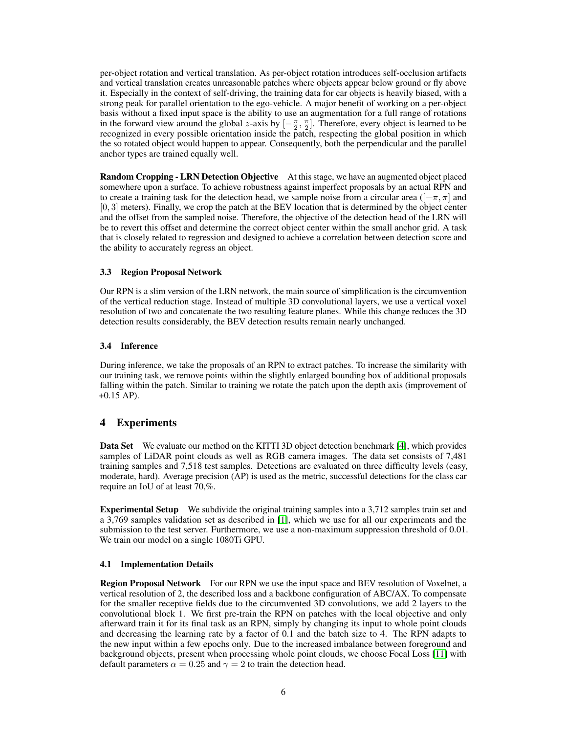per-object rotation and vertical translation. As per-object rotation introduces self-occlusion artifacts and vertical translation creates unreasonable patches where objects appear below ground or fly above it. Especially in the context of self-driving, the training data for car objects is heavily biased, with a strong peak for parallel orientation to the ego-vehicle. A major benefit of working on a per-object basis without a fixed input space is the ability to use an augmentation for a full range of rotations in the forward view around the global $z$-axis by $[-\frac{\pi}{2}, \frac{\pi}{2}]$. Therefore, every object is learned to be recognized in every possible orientation inside the patch, respecting the global position in which the so rotated object would happen to appear. Consequently, both the perpendicular and the parallel anchor types are trained equally well.

**Random Cropping - LRN Detection Objective** At this stage, we have an augmented object placed somewhere upon a surface. To achieve robustness against imperfect proposals by an actual RPN and to create a training task for the detection head, we sample noise from a circular area ($[-\pi, \pi]$ and $[0, 3]$ meters). Finally, we crop the patch at the BEV location that is determined by the object center and the offset from the sampled noise. Therefore, the objective of the detection head of the LRN will be to revert this offset and determine the correct object center within the small anchor grid. A task that is closely related to regression and designed to achieve a correlation between detection score and the ability to accurately regress an object.

### 3.3 Region Proposal Network

Our RPN is a slim version of the LRN network, the main source of simplification is the circumvention of the vertical reduction stage. Instead of multiple 3D convolutional layers, we use a vertical voxel resolution of two and concatenate the two resulting feature planes. While this change reduces the 3D detection results considerably, the BEV detection results remain nearly unchanged.

### 3.4 Inference

During inference, we take the proposals of an RPN to extract patches. To increase the similarity with our training task, we remove points within the slightly enlarged bounding box of additional proposals falling within the patch. Similar to training we rotate the patch upon the depth axis (improvement of +0.15 AP).

## 4 Experiments

**Data Set** We evaluate our method on the KITTI 3D object detection benchmark [4], which provides samples of LiDAR point clouds as well as RGB camera images. The data set consists of 7,481 training samples and 7,518 test samples. Detections are evaluated on three difficulty levels (easy, moderate, hard). Average precision (AP) is used as the metric, successful detections for the class car require an IoU of at least 70,%.

**Experimental Setup** We subdivide the original training samples into a 3,712 samples train set and a 3,769 samples validation set as described in [1], which we use for all our experiments and the submission to the test server. Furthermore, we use a non-maximum suppression threshold of 0.01. We train our model on a single 1080Ti GPU.

### 4.1 Implementation Details

**Region Proposal Network** For our RPN we use the input space and BEV resolution of Voxelnet, a vertical resolution of 2, the described loss and a backbone configuration of ABC/AX. To compensate for the smaller receptive fields due to the circumvented 3D convolutions, we add 2 layers to the convolutional block 1. We first pre-train the RPN on patches with the local objective and only afterward train it for its final task as an RPN, simply by changing its input to whole point clouds and decreasing the learning rate by a factor of 0.1 and the batch size to 4. The RPN adapts to the new input within a few epochs only. Due to the increased imbalance between foreground and background objects, present when processing whole point clouds, we choose Focal Loss [11] with default parameters $\alpha = 0.25$ and $\gamma = 2$ to train the detection head.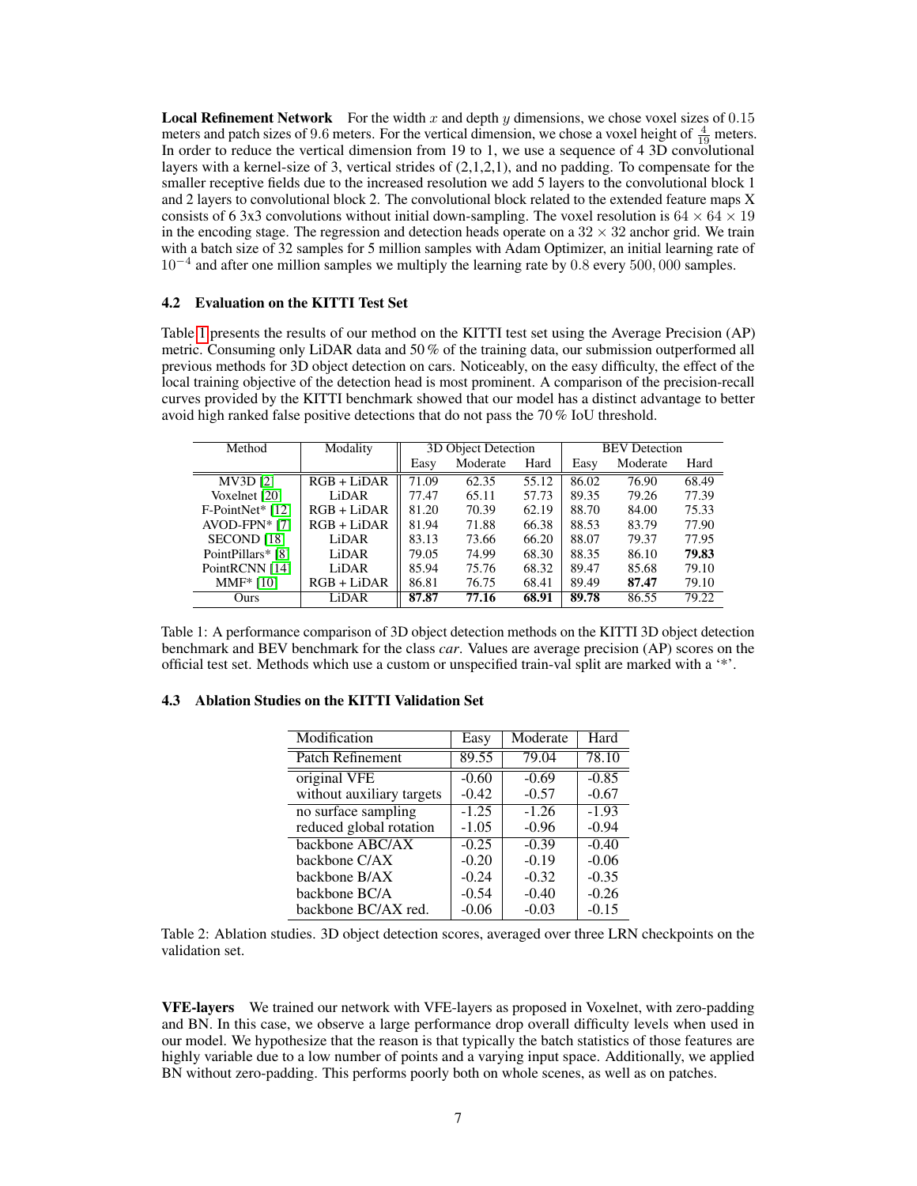**Local Refinement Network** For the width $x$ and depth $y$ dimensions, we chose voxel sizes of $0.15$ meters and patch sizes of $9.6$ meters. For the vertical dimension, we chose a voxel height of $\frac{4}{19}$ meters. In order to reduce the vertical dimension from 19 to 1, we use a sequence of 4 3D convolutional layers with a kernel-size of 3, vertical strides of (2,1,2,1), and no padding. To compensate for the smaller receptive fields due to the increased resolution we add 5 layers to the convolutional block 1 and 2 layers to convolutional block 2. The convolutional block related to the extended feature maps X consists of 6 3x3 convolutions without initial down-sampling. The voxel resolution is $64 \times 64 \times 19$ in the encoding stage. The regression and detection heads operate on a $32 \times 32$ anchor grid. We train with a batch size of 32 samples for 5 million samples with Adam Optimizer, an initial learning rate of $10^{-4}$ and after one million samples we multiply the learning rate by $0.8$ every $500,000$ samples.

### 4.2 Evaluation on the KITTI Test Set

Table 1 presents the results of our method on the KITTI test set using the Average Precision (AP) metric. Consuming only LiDAR data and 50 % of the training data, our submission outperformed all previous methods for 3D object detection on cars. Noticeably, on the easy difficulty, the effect of the local training objective of the detection head is most prominent. A comparison of the precision-recall curves provided by the KITTI benchmark showed that our model has a distinct advantage to better avoid high ranked false positive detections that do not pass the 70 % IoU threshold.

| Method | Modality | 3D Object Detection | | | BEV Detection | | |
|---|---|---|---|---|---|---|---|
| | | Easy | Moderate | Hard | Easy | Moderate | Hard |
| MV3D [2] | RGB + LiDAR | 71.09 | 62.35 | 55.12 | 86.02 | 76.90 | 68.49 |
| Voxelnet [20] | LiDAR | 77.47 | 65.11 | 57.73 | 89.35 | 79.26 | 77.39 |
| F-PointNet* [12] | RGB + LiDAR | 81.20 | 70.39 | 62.19 | 88.70 | 84.00 | 75.33 |
| AVOD-FPN* [7] | RGB + LiDAR | 81.94 | 71.88 | 66.38 | 88.53 | 83.79 | 77.90 |
| SECOND [18] | LiDAR | 83.13 | 73.66 | 66.20 | 88.07 | 79.37 | 77.95 |
| PointPillars* [8] | LiDAR | 79.05 | 74.99 | 68.30 | 88.35 | 86.10 | **79.83** |
| PointRCNN [14] | LiDAR | 85.94 | 75.76 | 68.32 | 89.47 | 85.68 | 79.10 |
| MMF* [10] | RGB + LiDAR | 86.81 | 76.75 | 68.41 | 89.49 | **87.47** | 79.10 |
| Ours | LiDAR | **87.87** | **77.16** | **68.91** | **89.78** | 86.55 | 79.22 |

Table 1: A performance comparison of 3D object detection methods on the KITTI 3D object detection benchmark and BEV benchmark for the class *car*. Values are average precision (AP) scores on the official test set. Methods which use a custom or unspecified train-val split are marked with a '*'.

### 4.3 Ablation Studies on the KITTI Validation Set

| Modification | Easy | Moderate | Hard |
|---|---|---|---|
| Patch Refinement | 89.55 | 79.04 | 78.10 |
| original VFE | -0.60 | -0.69 | -0.85 |
| without auxiliary targets | -0.42 | -0.57 | -0.67 |
| no surface sampling | -1.25 | -1.26 | -1.93 |
| reduced global rotation | -1.05 | -0.96 | -0.94 |
| backbone ABC/AX | -0.25 | -0.39 | -0.40 |
| backbone C/AX | -0.20 | -0.19 | -0.06 |
| backbone B/AX | -0.24 | -0.32 | -0.35 |
| backbone BC/A | -0.54 | -0.40 | -0.26 |
| backbone BC/AX red. | -0.06 | -0.03 | -0.15 |

Table 2: Ablation studies. 3D object detection scores, averaged over three LRN checkpoints on the validation set.

**VFE-layers** We trained our network with VFE-layers as proposed in Voxelnet, with zero-padding and BN. In this case, we observe a large performance drop overall difficulty levels when used in our model. We hypothesize that the reason is that typically the batch statistics of those features are highly variable due to a low number of points and a varying input space. Additionally, we applied BN without zero-padding. This performs poorly both on whole scenes, as well as on patches.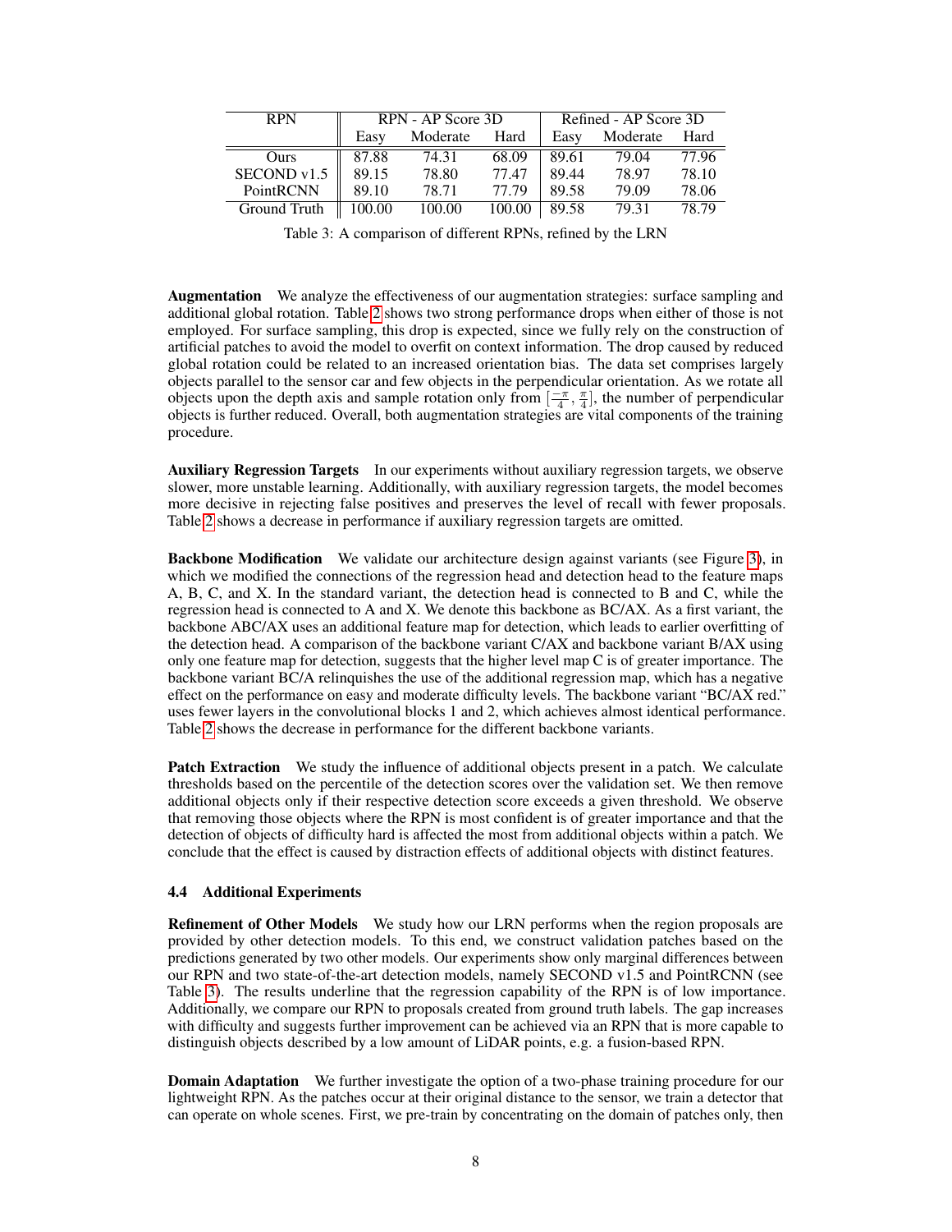| RPN | RPN - AP Score 3D | | | Refined - AP Score 3D | | |
|---|---|---|---|---|---|---|
| | Easy | Moderate | Hard | Easy | Moderate | Hard |
| Ours | 87.88 | 74.31 | 68.09 | 89.61 | 79.04 | 77.96 |
| SECOND v1.5 | 89.15 | 78.80 | 77.47 | 89.44 | 78.97 | 78.10 |
| PointRCNN | 89.10 | 78.71 | 77.79 | 89.58 | 79.09 | 78.06 |
| Ground Truth | 100.00 | 100.00 | 100.00 | 89.58 | 79.31 | 78.79 |

Table 3: A comparison of different RPNs, refined by the LRN

**Augmentation** We analyze the effectiveness of our augmentation strategies: surface sampling and additional global rotation. Table 2 shows two strong performance drops when either of those is not employed. For surface sampling, this drop is expected, since we fully rely on the construction of artificial patches to avoid the model to overfit on context information. The drop caused by reduced global rotation could be related to an increased orientation bias. The data set comprises largely objects parallel to the sensor car and few objects in the perpendicular orientation. As we rotate all objects upon the depth axis and sample rotation only from $[\frac{-\pi}{4}, \frac{\pi}{4}]$, the number of perpendicular objects is further reduced. Overall, both augmentation strategies are vital components of the training procedure.

**Auxiliary Regression Targets** In our experiments without auxiliary regression targets, we observe slower, more unstable learning. Additionally, with auxiliary regression targets, the model becomes more decisive in rejecting false positives and preserves the level of recall with fewer proposals. Table 2 shows a decrease in performance if auxiliary regression targets are omitted.

**Backbone Modification** We validate our architecture design against variants (see Figure 3), in which we modified the connections of the regression head and detection head to the feature maps A, B, C, and X. In the standard variant, the detection head is connected to B and C, while the regression head is connected to A and X. We denote this backbone as BC/AX. As a first variant, the backbone ABC/AX uses an additional feature map for detection, which leads to earlier overfitting of the detection head. A comparison of the backbone variant C/AX and backbone variant B/AX using only one feature map for detection, suggests that the higher level map C is of greater importance. The backbone variant BC/A relinquishes the use of the additional regression map, which has a negative effect on the performance on easy and moderate difficulty levels. The backbone variant "BC/AX red." uses fewer layers in the convolutional blocks 1 and 2, which achieves almost identical performance. Table 2 shows the decrease in performance for the different backbone variants.

**Patch Extraction** We study the influence of additional objects present in a patch. We calculate thresholds based on the percentile of the detection scores over the validation set. We then remove additional objects only if their respective detection score exceeds a given threshold. We observe that removing those objects where the RPN is most confident is of greater importance and that the detection of objects of difficulty hard is affected the most from additional objects within a patch. We conclude that the effect is caused by distraction effects of additional objects with distinct features.

### 4.4 Additional Experiments

**Refinement of Other Models** We study how our LRN performs when the region proposals are provided by other detection models. To this end, we construct validation patches based on the predictions generated by two other models. Our experiments show only marginal differences between our RPN and two state-of-the-art detection models, namely SECOND v1.5 and PointRCNN (see Table 3). The results underline that the regression capability of the RPN is of low importance. Additionally, we compare our RPN to proposals created from ground truth labels. The gap increases with difficulty and suggests further improvement can be achieved via an RPN that is more capable to distinguish objects described by a low amount of LiDAR points, e.g. a fusion-based RPN.

**Domain Adaptation** We further investigate the option of a two-phase training procedure for our lightweight RPN. As the patches occur at their original distance to the sensor, we train a detector that can operate on whole scenes. First, we pre-train by concentrating on the domain of patches only, then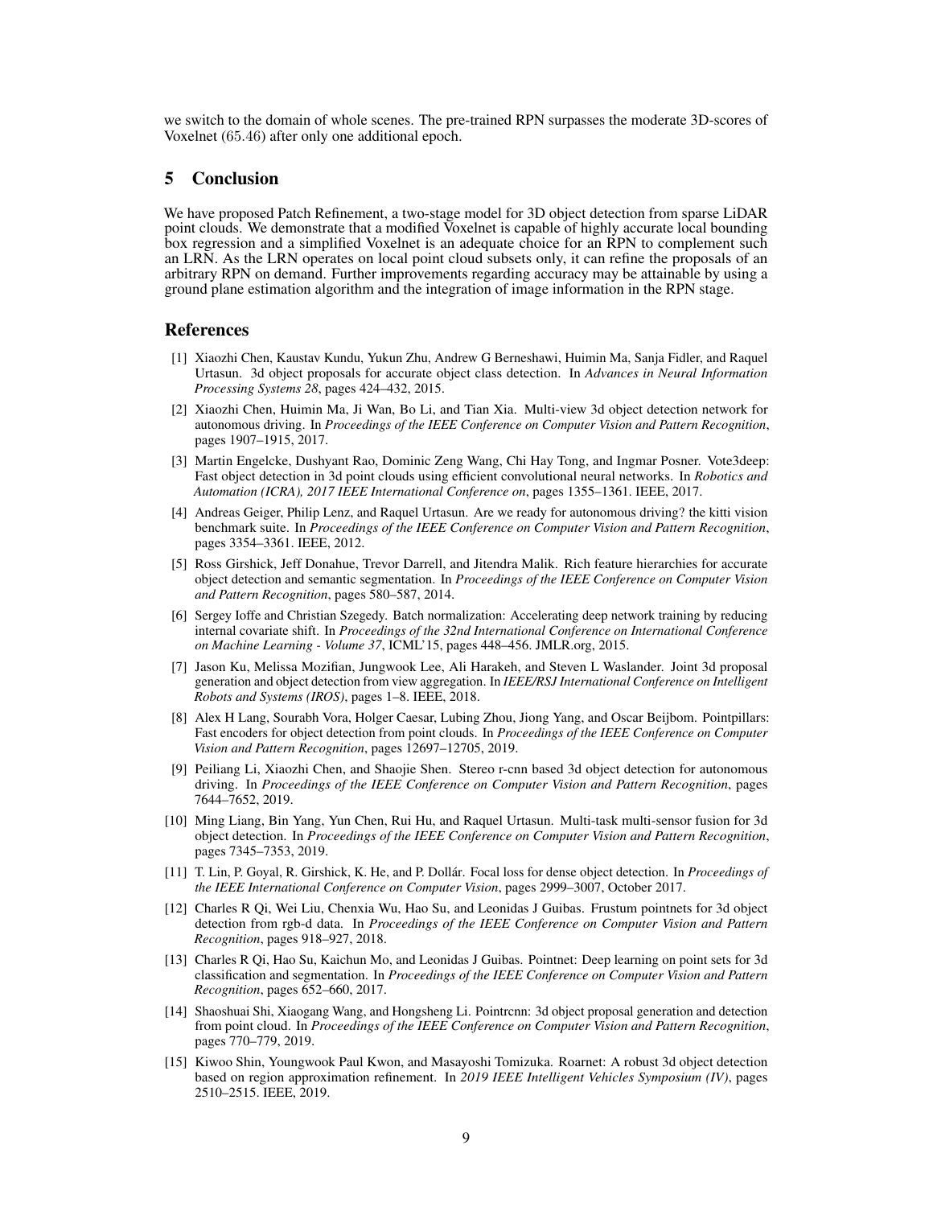we switch to the domain of whole scenes. The pre-trained RPN surpasses the moderate 3D-scores of Voxelnet (65.46) after only one additional epoch.

## 5 Conclusion

We have proposed Patch Refinement, a two-stage model for 3D object detection from sparse LiDAR point clouds. We demonstrate that a modified Voxelnet is capable of highly accurate local bounding box regression and a simplified Voxelnet is an adequate choice for an RPN to complement such an LRN. As the LRN operates on local point cloud subsets only, it can refine the proposals of an arbitrary RPN on demand. Further improvements regarding accuracy may be attainable by using a ground plane estimation algorithm and the integration of image information in the RPN stage.

## References

[1] Xiaozhi Chen, Kaustav Kundu, Yukun Zhu, Andrew G Berneshawi, Huimin Ma, Sanja Fidler, and Raquel Urtasun. 3d object proposals for accurate object class detection. In *Advances in Neural Information Processing Systems 28*, pages 424–432, 2015.

[2] Xiaozhi Chen, Huimin Ma, Ji Wan, Bo Li, and Tian Xia. Multi-view 3d object detection network for autonomous driving. In *Proceedings of the IEEE Conference on Computer Vision and Pattern Recognition*, pages 1907–1915, 2017.

[3] Martin Engelcke, Dushyant Rao, Dominic Zeng Wang, Chi Hay Tong, and Ingmar Posner. Vote3deep: Fast object detection in 3d point clouds using efficient convolutional neural networks. In *Robotics and Automation (ICRA), 2017 IEEE International Conference on*, pages 1355–1361. IEEE, 2017.

[4] Andreas Geiger, Philip Lenz, and Raquel Urtasun. Are we ready for autonomous driving? the kitti vision benchmark suite. In *Proceedings of the IEEE Conference on Computer Vision and Pattern Recognition*, pages 3354–3361. IEEE, 2012.

[5] Ross Girshick, Jeff Donahue, Trevor Darrell, and Jitendra Malik. Rich feature hierarchies for accurate object detection and semantic segmentation. In *Proceedings of the IEEE Conference on Computer Vision and Pattern Recognition*, pages 580–587, 2014.

[6] Sergey Ioffe and Christian Szegedy. Batch normalization: Accelerating deep network training by reducing internal covariate shift. In *Proceedings of the 32nd International Conference on International Conference on Machine Learning - Volume 37*, ICML'15, pages 448–456. JMLR.org, 2015.

[7] Jason Ku, Melissa Mozifian, Jungwook Lee, Ali Harakeh, and Steven L Waslander. Joint 3d proposal generation and object detection from view aggregation. In *IEEE/RSJ International Conference on Intelligent Robots and Systems (IROS)*, pages 1–8. IEEE, 2018.

[8] Alex H Lang, Sourabh Vora, Holger Caesar, Lubing Zhou, Jiong Yang, and Oscar Beijbom. Pointpillars: Fast encoders for object detection from point clouds. In *Proceedings of the IEEE Conference on Computer Vision and Pattern Recognition*, pages 12697–12705, 2019.

[9] Peiliang Li, Xiaozhi Chen, and Shaojie Shen. Stereo r-cnn based 3d object detection for autonomous driving. In *Proceedings of the IEEE Conference on Computer Vision and Pattern Recognition*, pages 7644–7652, 2019.

[10] Ming Liang, Bin Yang, Yun Chen, Rui Hu, and Raquel Urtasun. Multi-task multi-sensor fusion for 3d object detection. In *Proceedings of the IEEE Conference on Computer Vision and Pattern Recognition*, pages 7345–7353, 2019.

[11] T. Lin, P. Goyal, R. Girshick, K. He, and P. Dollár. Focal loss for dense object detection. In *Proceedings of the IEEE International Conference on Computer Vision*, pages 2999–3007, October 2017.

[12] Charles R Qi, Wei Liu, Chenxia Wu, Hao Su, and Leonidas J Guibas. Frustum pointnets for 3d object detection from rgb-d data. In *Proceedings of the IEEE Conference on Computer Vision and Pattern Recognition*, pages 918–927, 2018.

[13] Charles R Qi, Hao Su, Kaichun Mo, and Leonidas J Guibas. Pointnet: Deep learning on point sets for 3d classification and segmentation. In *Proceedings of the IEEE Conference on Computer Vision and Pattern Recognition*, pages 652–660, 2017.

[14] Shaoshuai Shi, Xiaogang Wang, and Hongsheng Li. Pointrcnn: 3d object proposal generation and detection from point cloud. In *Proceedings of the IEEE Conference on Computer Vision and Pattern Recognition*, pages 770–779, 2019.

[15] Kiwoo Shin, Youngwook Paul Kwon, and Masayoshi Tomizuka. Roarnet: A robust 3d object detection based on region approximation refinement. In *2019 IEEE Intelligent Vehicles Symposium (IV)*, pages 2510–2515. IEEE, 2019.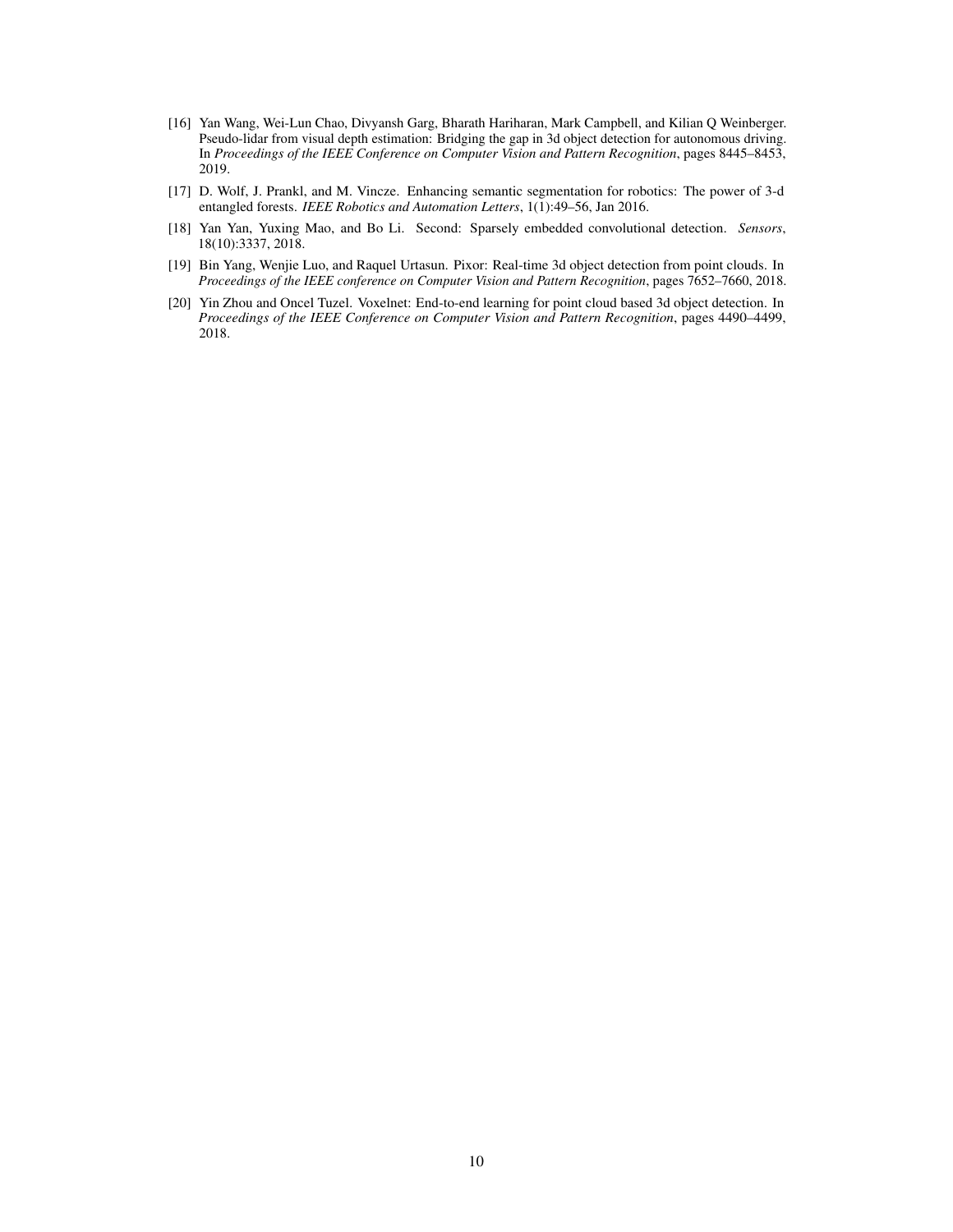[16] Yan Wang, Wei-Lun Chao, Divyansh Garg, Bharath Hariharan, Mark Campbell, and Kilian Q Weinberger. Pseudo-lidar from visual depth estimation: Bridging the gap in 3d object detection for autonomous driving. In *Proceedings of the IEEE Conference on Computer Vision and Pattern Recognition*, pages 8445–8453, 2019.

[17] D. Wolf, J. Prankl, and M. Vincze. Enhancing semantic segmentation for robotics: The power of 3-d entangled forests. *IEEE Robotics and Automation Letters*, 1(1):49–56, Jan 2016.

[18] Yan Yan, Yuxing Mao, and Bo Li. Second: Sparsely embedded convolutional detection. *Sensors*, 18(10):3337, 2018.

[19] Bin Yang, Wenjie Luo, and Raquel Urtasun. Pixor: Real-time 3d object detection from point clouds. In *Proceedings of the IEEE conference on Computer Vision and Pattern Recognition*, pages 7652–7660, 2018.

[20] Yin Zhou and Oncel Tuzel. Voxelnet: End-to-end learning for point cloud based 3d object detection. In *Proceedings of the IEEE Conference on Computer Vision and Pattern Recognition*, pages 4490–4499, 2018.